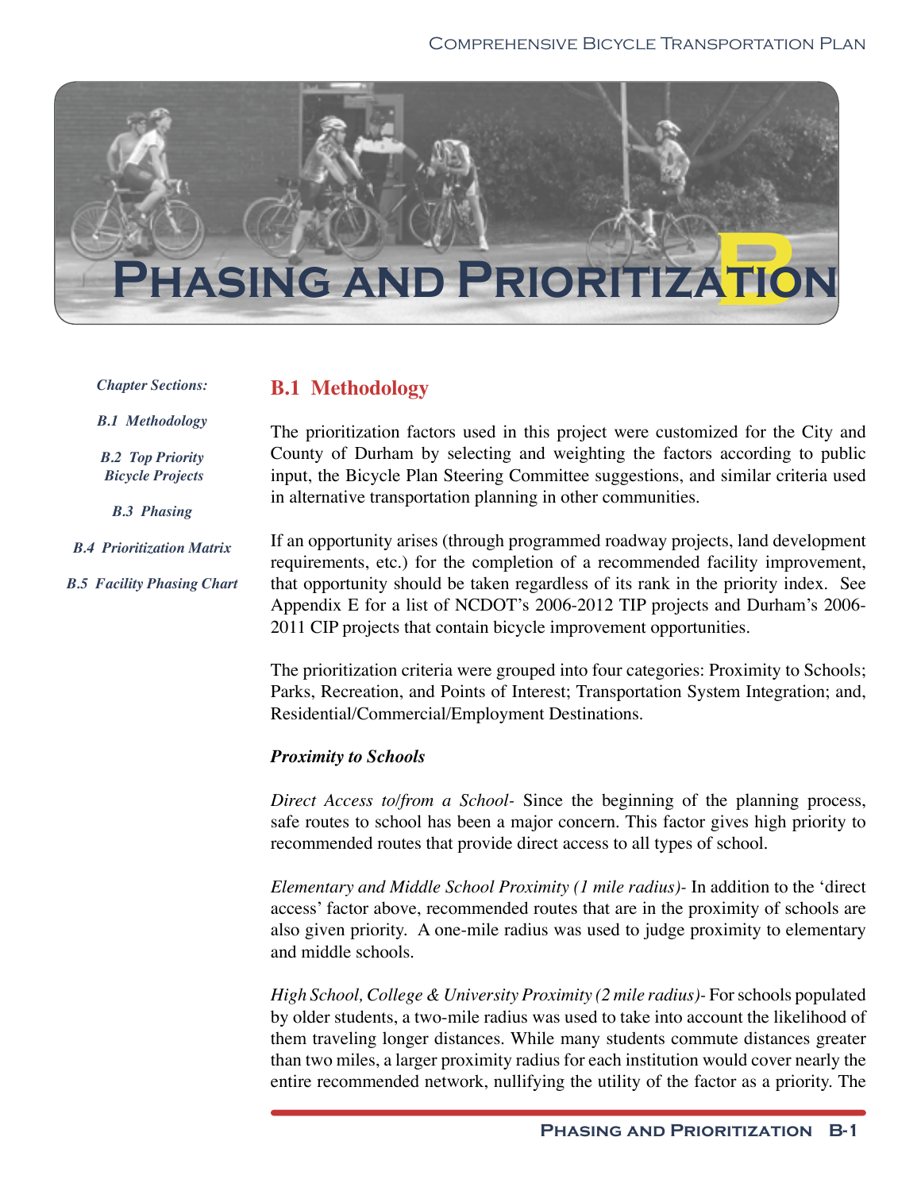# Phasing and Prioritization B

*Chapter Sections:*

*B.1 Methodology*

*B.2 Top Priority Bicycle Projects*

*B.3 Phasing*

*B.4 Prioritization Matrix*

*B.5 Facility Phasing Chart*

## B.1 Methodology

The prioritization factors used in this project were customized for the City and County of Durham by selecting and weighting the factors according to public input, the Bicycle Plan Steering Committee suggestions, and similar criteria used in alternative transportation planning in other communities.

If an opportunity arises (through programmed roadway projects, land development requirements, etc.) for the completion of a recommended facility improvement, that opportunity should be taken regardless of its rank in the priority index. See Appendix E for a list of NCDOT's 2006-2012 TIP projects and Durham's 2006-2011 CIP projects that contain bicycle improvement opportunities.

The prioritization criteria were grouped into four categories: Proximity to Schools; Parks, Recreation, and Points of Interest; Transportation System Integration; and, Residential/Commercial/Employment Destinations.

***Proximity to Schools***

*Direct Access to/from a School-* Since the beginning of the planning process, safe routes to school has been a major concern. This factor gives high priority to recommended routes that provide direct access to all types of school.

*Elementary and Middle School Proximity (1 mile radius)-* In addition to the 'direct access' factor above, recommended routes that are in the proximity of schools are also given priority. A one-mile radius was used to judge proximity to elementary and middle schools.

*High School, College & University Proximity (2 mile radius)-* For schools populated by older students, a two-mile radius was used to take into account the likelihood of them traveling longer distances. While many students commute distances greater than two miles, a larger proximity radius for each institution would cover nearly the entire recommended network, nullifying the utility of the factor as a priority. The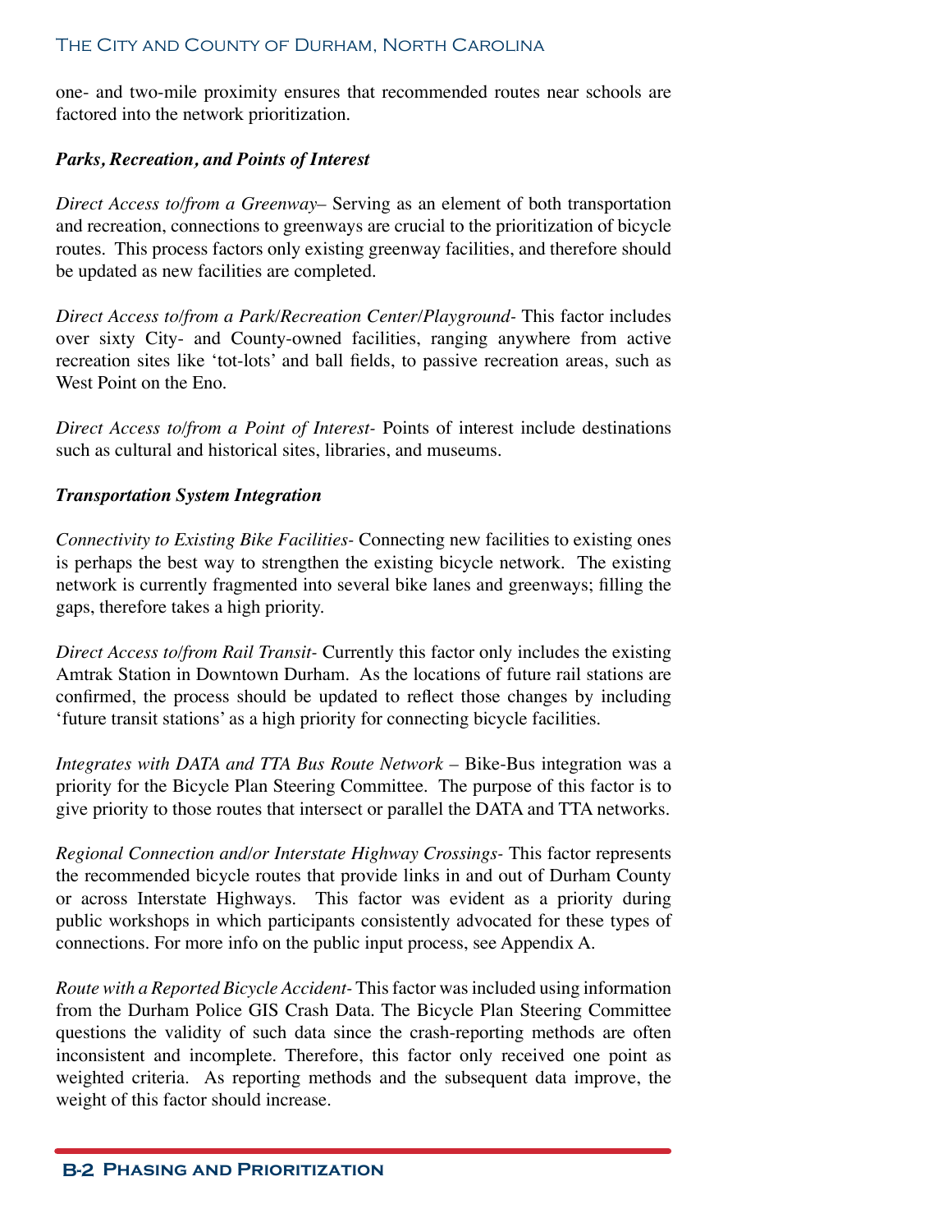one- and two-mile proximity ensures that recommended routes near schools are factored into the network prioritization.

***Parks, Recreation, and Points of Interest***

*Direct Access to/from a Greenway*– Serving as an element of both transportation and recreation, connections to greenways are crucial to the prioritization of bicycle routes. This process factors only existing greenway facilities, and therefore should be updated as new facilities are completed.

*Direct Access to/from a Park/Recreation Center/Playground-* This factor includes over sixty City- and County-owned facilities, ranging anywhere from active recreation sites like 'tot-lots' and ball fields, to passive recreation areas, such as West Point on the Eno.

*Direct Access to/from a Point of Interest-* Points of interest include destinations such as cultural and historical sites, libraries, and museums.

***Transportation System Integration***

*Connectivity to Existing Bike Facilities-* Connecting new facilities to existing ones is perhaps the best way to strengthen the existing bicycle network. The existing network is currently fragmented into several bike lanes and greenways; filling the gaps, therefore takes a high priority.

*Direct Access to/from Rail Transit-* Currently this factor only includes the existing Amtrak Station in Downtown Durham. As the locations of future rail stations are confirmed, the process should be updated to reflect those changes by including 'future transit stations' as a high priority for connecting bicycle facilities.

*Integrates with DATA and TTA Bus Route Network* – Bike-Bus integration was a priority for the Bicycle Plan Steering Committee. The purpose of this factor is to give priority to those routes that intersect or parallel the DATA and TTA networks.

*Regional Connection and/or Interstate Highway Crossings-* This factor represents the recommended bicycle routes that provide links in and out of Durham County or across Interstate Highways. This factor was evident as a priority during public workshops in which participants consistently advocated for these types of connections. For more info on the public input process, see Appendix A.

*Route with a Reported Bicycle Accident-* This factor was included using information from the Durham Police GIS Crash Data. The Bicycle Plan Steering Committee questions the validity of such data since the crash-reporting methods are often inconsistent and incomplete. Therefore, this factor only received one point as weighted criteria. As reporting methods and the subsequent data improve, the weight of this factor should increase.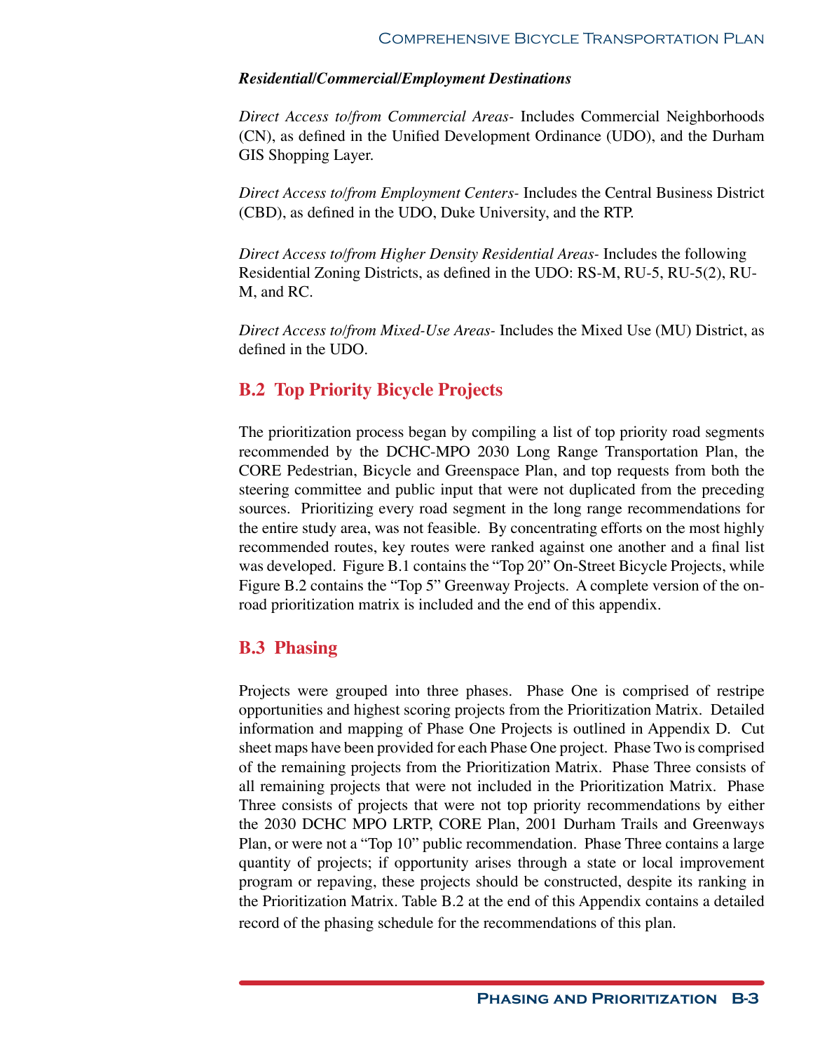***Residential/Commercial/Employment Destinations***

*Direct Access to/from Commercial Areas-* Includes Commercial Neighborhoods (CN), as defined in the Unified Development Ordinance (UDO), and the Durham GIS Shopping Layer.

*Direct Access to/from Employment Centers-* Includes the Central Business District (CBD), as defined in the UDO, Duke University, and the RTP.

*Direct Access to/from Higher Density Residential Areas-* Includes the following Residential Zoning Districts, as defined in the UDO: RS-M, RU-5, RU-5(2), RU-M, and RC.

*Direct Access to/from Mixed-Use Areas-* Includes the Mixed Use (MU) District, as defined in the UDO.

## B.2 Top Priority Bicycle Projects

The prioritization process began by compiling a list of top priority road segments recommended by the DCHC-MPO 2030 Long Range Transportation Plan, the CORE Pedestrian, Bicycle and Greenspace Plan, and top requests from both the steering committee and public input that were not duplicated from the preceding sources. Prioritizing every road segment in the long range recommendations for the entire study area, was not feasible. By concentrating efforts on the most highly recommended routes, key routes were ranked against one another and a final list was developed. Figure B.1 contains the "Top 20" On-Street Bicycle Projects, while Figure B.2 contains the "Top 5" Greenway Projects. A complete version of the on-road prioritization matrix is included and the end of this appendix.

## B.3 Phasing

Projects were grouped into three phases. Phase One is comprised of restripe opportunities and highest scoring projects from the Prioritization Matrix. Detailed information and mapping of Phase One Projects is outlined in Appendix D. Cut sheet maps have been provided for each Phase One project. Phase Two is comprised of the remaining projects from the Prioritization Matrix. Phase Three consists of all remaining projects that were not included in the Prioritization Matrix. Phase Three consists of projects that were not top priority recommendations by either the 2030 DCHC MPO LRTP, CORE Plan, 2001 Durham Trails and Greenways Plan, or were not a "Top 10" public recommendation. Phase Three contains a large quantity of projects; if opportunity arises through a state or local improvement program or repaving, these projects should be constructed, despite its ranking in the Prioritization Matrix. Table B.2 at the end of this Appendix contains a detailed record of the phasing schedule for the recommendations of this plan.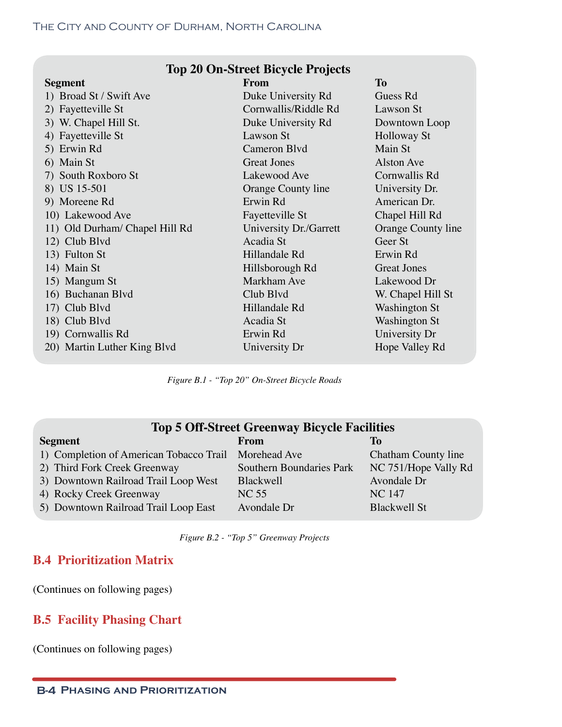| Top 20 On-Street Bicycle Projects | | |
|---|---|---|
| **Segment** | **From** | **To** |
| 1) Broad St / Swift Ave | Duke University Rd | Guess Rd |
| 2) Fayetteville St | Cornwallis/Riddle Rd | Lawson St |
| 3) W. Chapel Hill St. | Duke University Rd | Downtown Loop |
| 4) Fayetteville St | Lawson St | Holloway St |
| 5) Erwin Rd | Cameron Blvd | Main St |
| 6) Main St | Great Jones | Alston Ave |
| 7) South Roxboro St | Lakewood Ave | Cornwallis Rd |
| 8) US 15-501 | Orange County line | University Dr. |
| 9) Moreene Rd | Erwin Rd | American Dr. |
| 10) Lakewood Ave | Fayetteville St | Chapel Hill Rd |
| 11) Old Durham/ Chapel Hill Rd | University Dr./Garrett | Orange County line |
| 12) Club Blvd | Acadia St | Geer St |
| 13) Fulton St | Hillandale Rd | Erwin Rd |
| 14) Main St | Hillsborough Rd | Great Jones |
| 15) Mangum St | Markham Ave | Lakewood Dr |
| 16) Buchanan Blvd | Club Blvd | W. Chapel Hill St |
| 17) Club Blvd | Hillandale Rd | Washington St |
| 18) Club Blvd | Acadia St | Washington St |
| 19) Cornwallis Rd | Erwin Rd | University Dr |
| 20) Martin Luther King Blvd | University Dr | Hope Valley Rd |

*Figure B.1 - "Top 20" On-Street Bicycle Roads*

| Top 5 Off-Street Greenway Bicycle Facilities | | |
|---|---|---|
| **Segment** | **From** | **To** |
| 1) Completion of American Tobacco Trail | Morehead Ave | Chatham County line |
| 2) Third Fork Creek Greenway | Southern Boundaries Park | NC 751/Hope Vally Rd |
| 3) Downtown Railroad Trail Loop West | Blackwell | Avondale Dr |
| 4) Rocky Creek Greenway | NC 55 | NC 147 |
| 5) Downtown Railroad Trail Loop East | Avondale Dr | Blackwell St |

*Figure B.2 - "Top 5" Greenway Projects*

## B.4 Prioritization Matrix

(Continues on following pages)

## B.5 Facility Phasing Chart

(Continues on following pages)